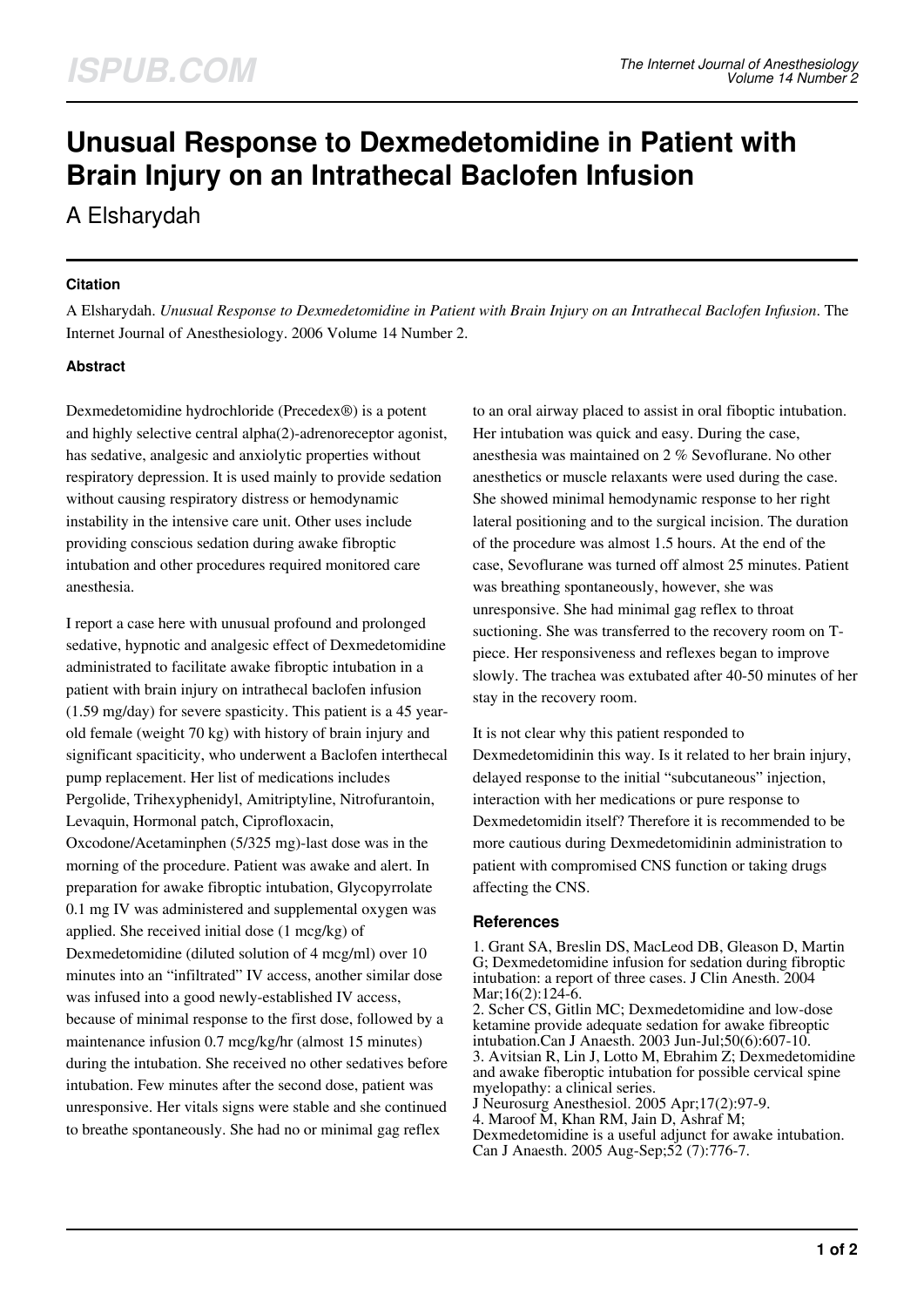# Unusual Response to Dexmedetomidine in Patient with Brain Injury on an Intrathecal Baclofen Infusion

A Elsharydah

### Citation

A Elsharydah. *Unusual Response to Dexmedetomidine in Patient with Brain Injury on an Intrathecal Baclofen Infusion*. The Internet Journal of Anesthesiology. 2006 Volume 14 Number 2.

### Abstract

Dexmedetomidine hydrochloride (Precedex®) is a potent and highly selective central alpha(2)-adrenoreceptor agonist, has sedative, analgesic and anxiolytic properties without respiratory depression. It is used mainly to provide sedation without causing respiratory distress or hemodynamic instability in the intensive care unit. Other uses include providing conscious sedation during awake fibroptic intubation and other procedures required monitored care anesthesia.

I report a case here with unusual profound and prolonged sedative, hypnotic and analgesic effect of Dexmedetomidine administrated to facilitate awake fibroptic intubation in a patient with brain injury on intrathecal baclofen infusion (1.59 mg/day) for severe spasticity. This patient is a 45 year-old female (weight 70 kg) with history of brain injury and significant spaciticity, who underwent a Baclofen interthecal pump replacement. Her list of medications includes Pergolide, Trihexyphenidyl, Amitriptyline, Nitrofurantoin, Levaquin, Hormonal patch, Ciprofloxacin, Oxcodone/Acetaminphen (5/325 mg)-last dose was in the morning of the procedure. Patient was awake and alert. In preparation for awake fibroptic intubation, Glycopyrrolate 0.1 mg IV was administered and supplemental oxygen was applied. She received initial dose (1 mcg/kg) of Dexmedetomidine (diluted solution of 4 mcg/ml) over 10 minutes into an "infiltrated" IV access, another similar dose was infused into a good newly-established IV access, because of minimal response to the first dose, followed by a maintenance infusion 0.7 mcg/kg/hr (almost 15 minutes) during the intubation. She received no other sedatives before intubation. Few minutes after the second dose, patient was unresponsive. Her vitals signs were stable and she continued to breathe spontaneously. She had no or minimal gag reflex to an oral airway placed to assist in oral fiboptic intubation. Her intubation was quick and easy. During the case, anesthesia was maintained on 2 % Sevoflurane. No other anesthetics or muscle relaxants were used during the case. She showed minimal hemodynamic response to her right lateral positioning and to the surgical incision. The duration of the procedure was almost 1.5 hours. At the end of the case, Sevoflurane was turned off almost 25 minutes. Patient was breathing spontaneously, however, she was unresponsive. She had minimal gag reflex to throat suctioning. She was transferred to the recovery room on T-piece. Her responsiveness and reflexes began to improve slowly. The trachea was extubated after 40-50 minutes of her stay in the recovery room.

It is not clear why this patient responded to Dexmedetomidinin this way. Is it related to her brain injury, delayed response to the initial "subcutaneous" injection, interaction with her medications or pure response to Dexmedetomidin itself? Therefore it is recommended to be more cautious during Dexmedetomidinin administration to patient with compromised CNS function or taking drugs affecting the CNS.

### References

1. Grant SA, Breslin DS, MacLeod DB, Gleason D, Martin G; Dexmedetomidine infusion for sedation during fibroptic intubation: a report of three cases. J Clin Anesth. 2004 Mar;16(2):124-6.
2. Scher CS, Gitlin MC; Dexmedetomidine and low-dose ketamine provide adequate sedation for awake fibreoptic intubation.Can J Anaesth. 2003 Jun-Jul;50(6):607-10.
3. Avitsian R, Lin J, Lotto M, Ebrahim Z; Dexmedetomidine and awake fiberoptic intubation for possible cervical spine myelopathy: a clinical series. J Neurosurg Anesthesiol. 2005 Apr;17(2):97-9.
4. Maroof M, Khan RM, Jain D, Ashraf M; Dexmedetomidine is a useful adjunct for awake intubation. Can J Anaesth. 2005 Aug-Sep;52 (7):776-7.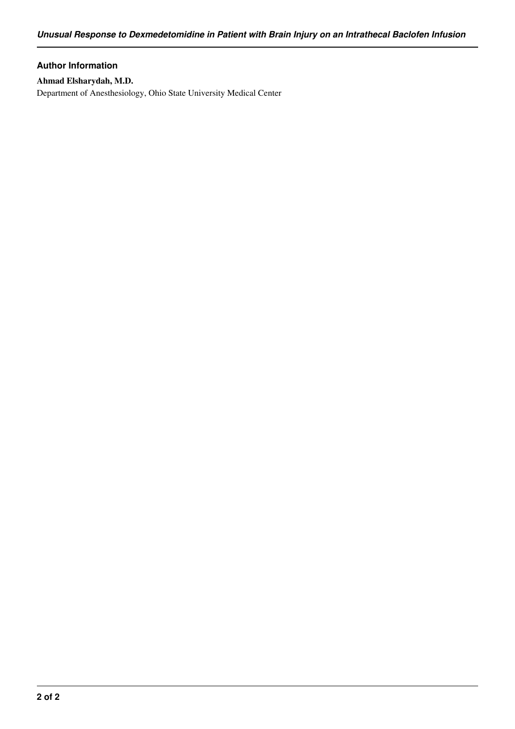## Author Information

**Ahmad Elsharydah, M.D.**

Department of Anesthesiology, Ohio State University Medical Center